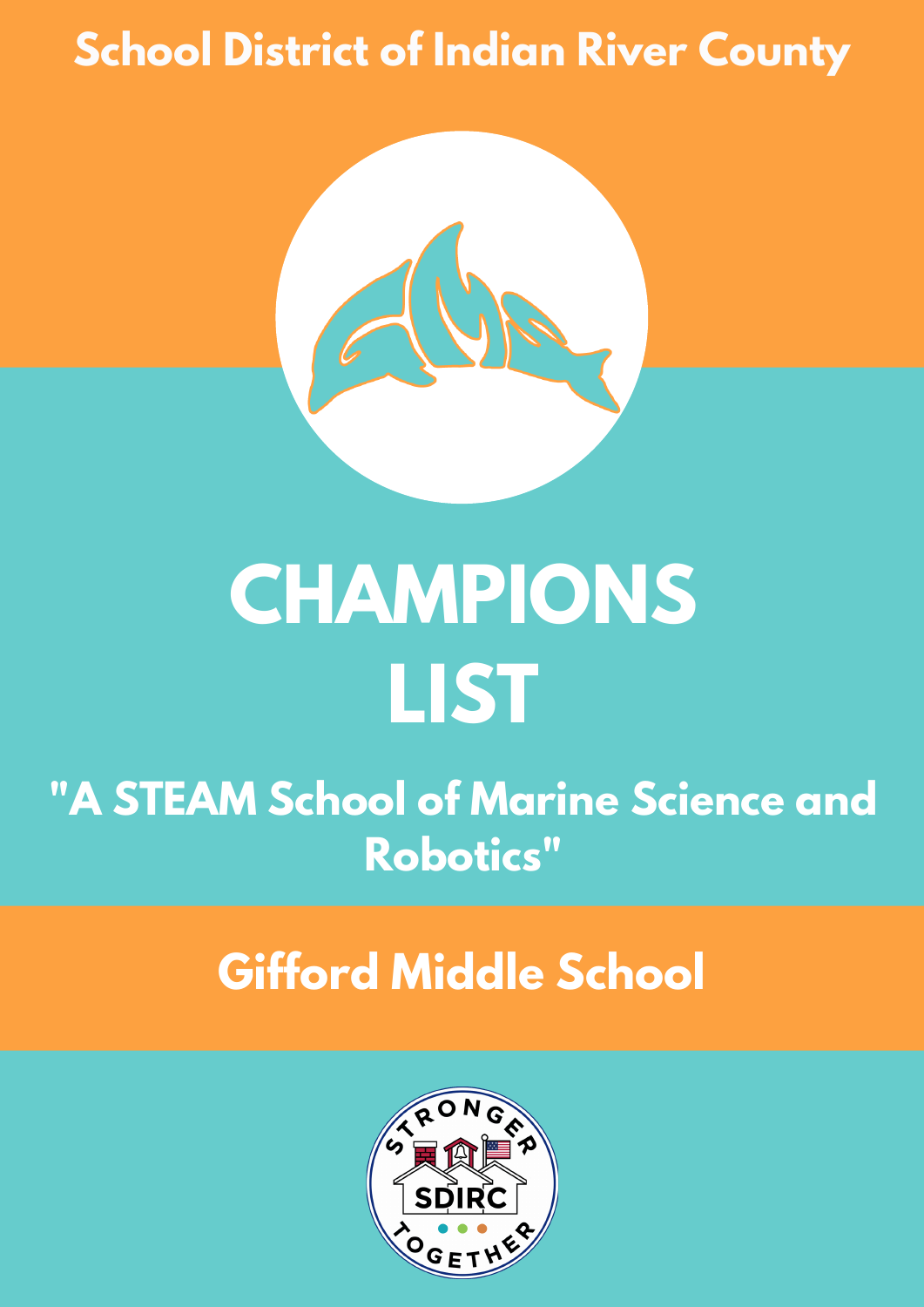School District of Indian River County

# CHAMPIONS LIST

## "A STEAM School of Marine Science and Robotics"

## Gifford Middle School

STRONGER SDIRC TOGETHER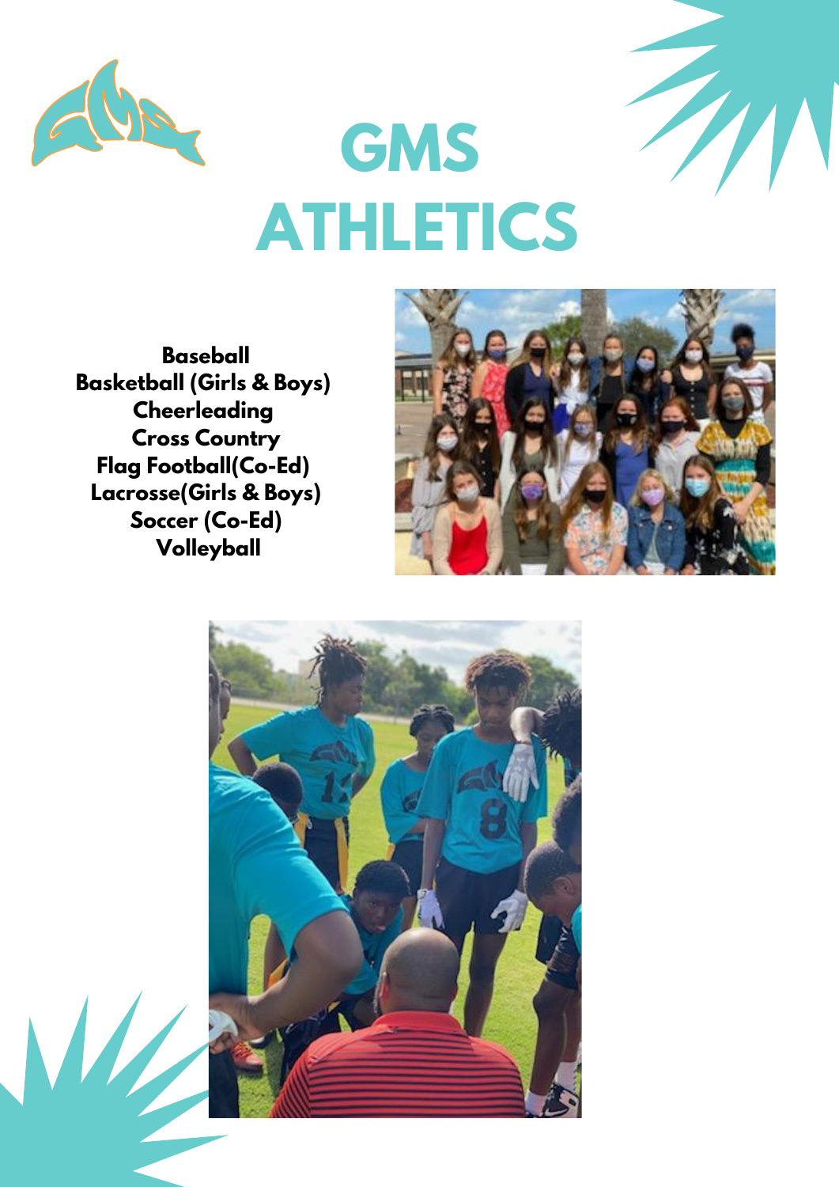# GMS ATHLETICS

**Baseball**
**Basketball (Girls & Boys)**
**Cheerleading**
**Cross Country**
**Flag Football(Co-Ed)**
**Lacrosse(Girls & Boys)**
**Soccer (Co-Ed)**
**Volleyball**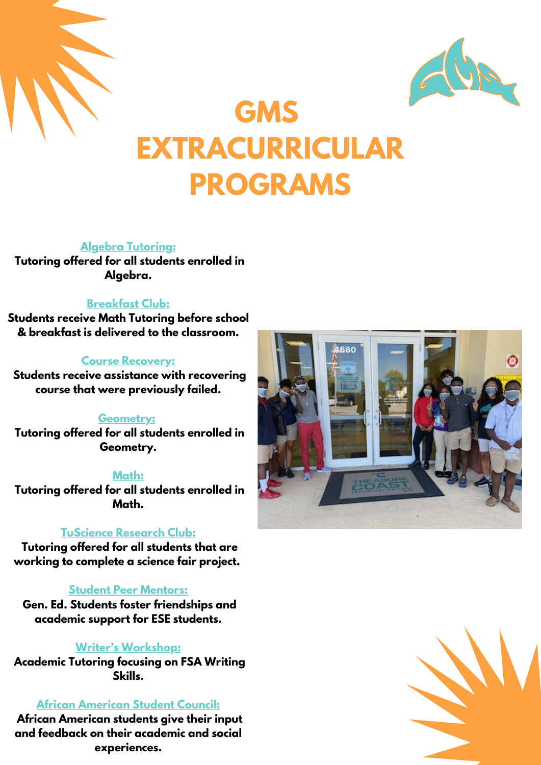# GMS EXTRACURRICULAR PROGRAMS

**Algebra Tutoring:**
**Tutoring offered for all students enrolled in Algebra.**

**Breakfast Club:**
**Students receive Math Tutoring before school & breakfast is delivered to the classroom.**

**Course Recovery:**
**Students receive assistance with recovering course that were previously failed.**

**Geometry:**
**Tutoring offered for all students enrolled in Geometry.**

**Math:**
**Tutoring offered for all students enrolled in Math.**

**TuScience Research Club:**
**Tutoring offered for all students that are working to complete a science fair project.**

**Student Peer Mentors:**
**Gen. Ed. Students foster friendships and academic support for ESE students.**

**Writer's Workshop:**
**Academic Tutoring focusing on FSA Writing Skills.**

**African American Student Council:**
**African American students give their input and feedback on their academic and social experiences.**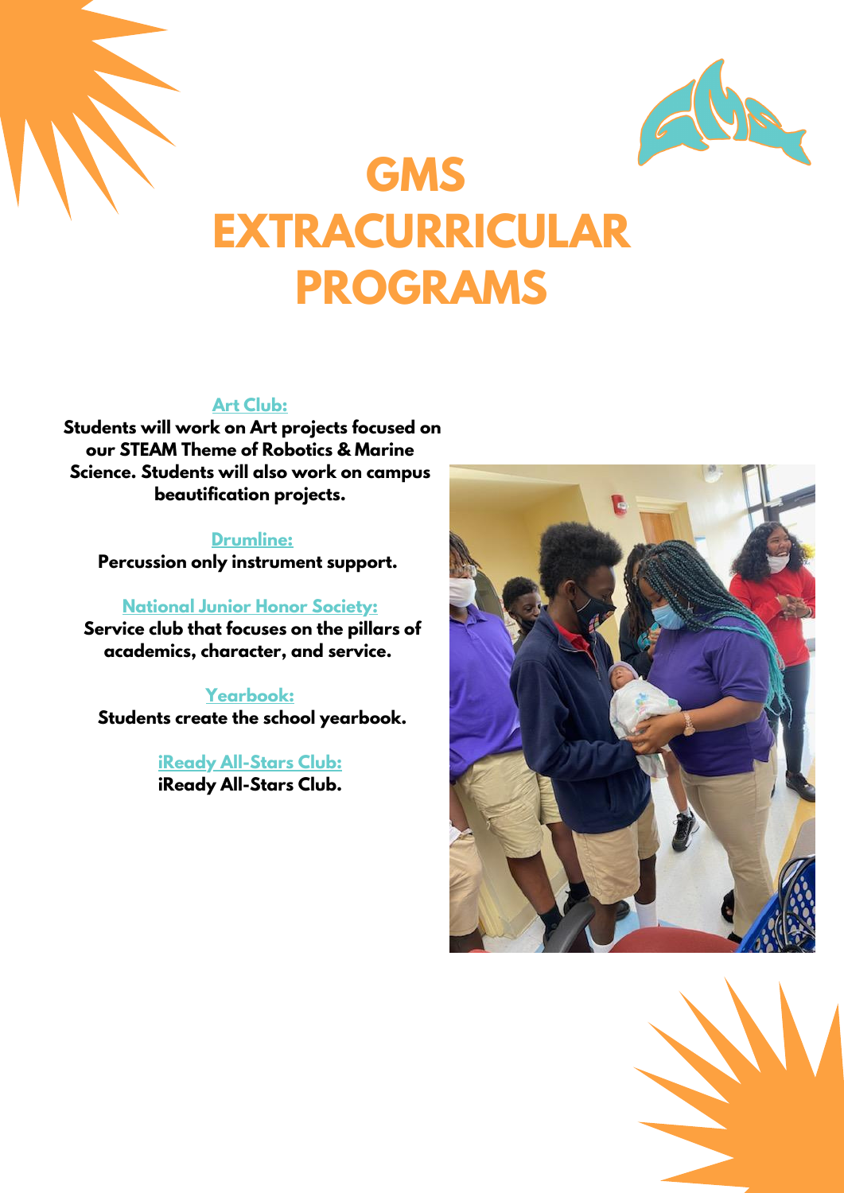# GMS EXTRACURRICULAR PROGRAMS

**Art Club:**

**Students will work on Art projects focused on our STEAM Theme of Robotics & Marine Science. Students will also work on campus beautification projects.**

**Drumline:**

**Percussion only instrument support.**

**National Junior Honor Society:**

**Service club that focuses on the pillars of academics, character, and service.**

**Yearbook:**

**Students create the school yearbook.**

**iReady All-Stars Club:**

**iReady All-Stars Club.**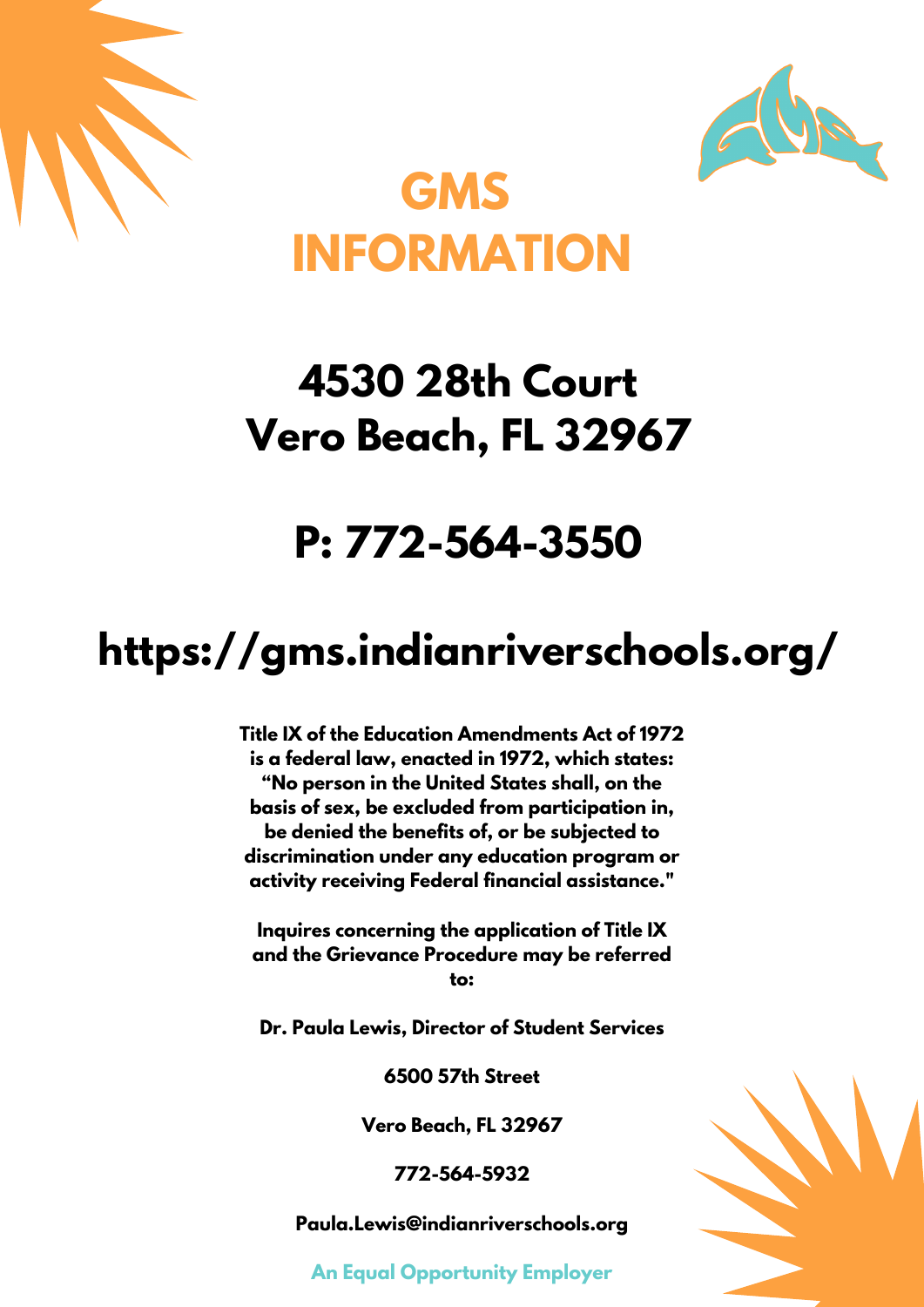# GMS INFORMATION

## 4530 28th Court
## Vero Beach, FL 32967

## P: 772-564-3550

## https://gms.indianriverschools.org/

**Title IX of the Education Amendments Act of 1972 is a federal law, enacted in 1972, which states: "No person in the United States shall, on the basis of sex, be excluded from participation in, be denied the benefits of, or be subjected to discrimination under any education program or activity receiving Federal financial assistance."**

**Inquires concerning the application of Title IX and the Grievance Procedure may be referred to:**

**Dr. Paula Lewis, Director of Student Services**

**6500 57th Street**

**Vero Beach, FL 32967**

**772-564-5932**

**Paula.Lewis@indianriverschools.org**

**An Equal Opportunity Employer**